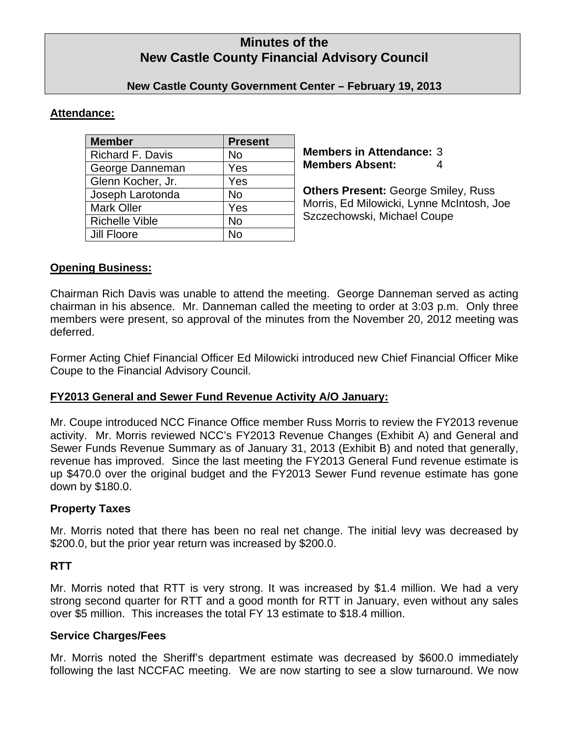# Minutes of the New Castle County Financial Advisory Council

### New Castle County Government Center – February 19, 2013

## Attendance:

| Member | Present |
|---|---|
| Richard F. Davis | No |
| George Danneman | Yes |
| Glenn Kocher, Jr. | Yes |
| Joseph Larotonda | No |
| Mark Oller | Yes |
| Richelle Vible | No |
| Jill Floore | No |

**Members in Attendance:** 3
**Members Absent:** 4

**Others Present:** George Smiley, Russ Morris, Ed Milowicki, Lynne McIntosh, Joe Szczechowski, Michael Coupe

## Opening Business:

Chairman Rich Davis was unable to attend the meeting. George Danneman served as acting chairman in his absence. Mr. Danneman called the meeting to order at 3:03 p.m. Only three members were present, so approval of the minutes from the November 20, 2012 meeting was deferred.

Former Acting Chief Financial Officer Ed Milowicki introduced new Chief Financial Officer Mike Coupe to the Financial Advisory Council.

## FY2013 General and Sewer Fund Revenue Activity A/O January:

Mr. Coupe introduced NCC Finance Office member Russ Morris to review the FY2013 revenue activity. Mr. Morris reviewed NCC's FY2013 Revenue Changes (Exhibit A) and General and Sewer Funds Revenue Summary as of January 31, 2013 (Exhibit B) and noted that generally, revenue has improved. Since the last meeting the FY2013 General Fund revenue estimate is up $470.0 over the original budget and the FY2013 Sewer Fund revenue estimate has gone down by $180.0.

### Property Taxes

Mr. Morris noted that there has been no real net change. The initial levy was decreased by $200.0, but the prior year return was increased by $200.0.

### RTT

Mr. Morris noted that RTT is very strong. It was increased by $1.4 million. We had a very strong second quarter for RTT and a good month for RTT in January, even without any sales over $5 million. This increases the total FY 13 estimate to $18.4 million.

### Service Charges/Fees

Mr. Morris noted the Sheriff's department estimate was decreased by $600.0 immediately following the last NCCFAC meeting. We are now starting to see a slow turnaround. We now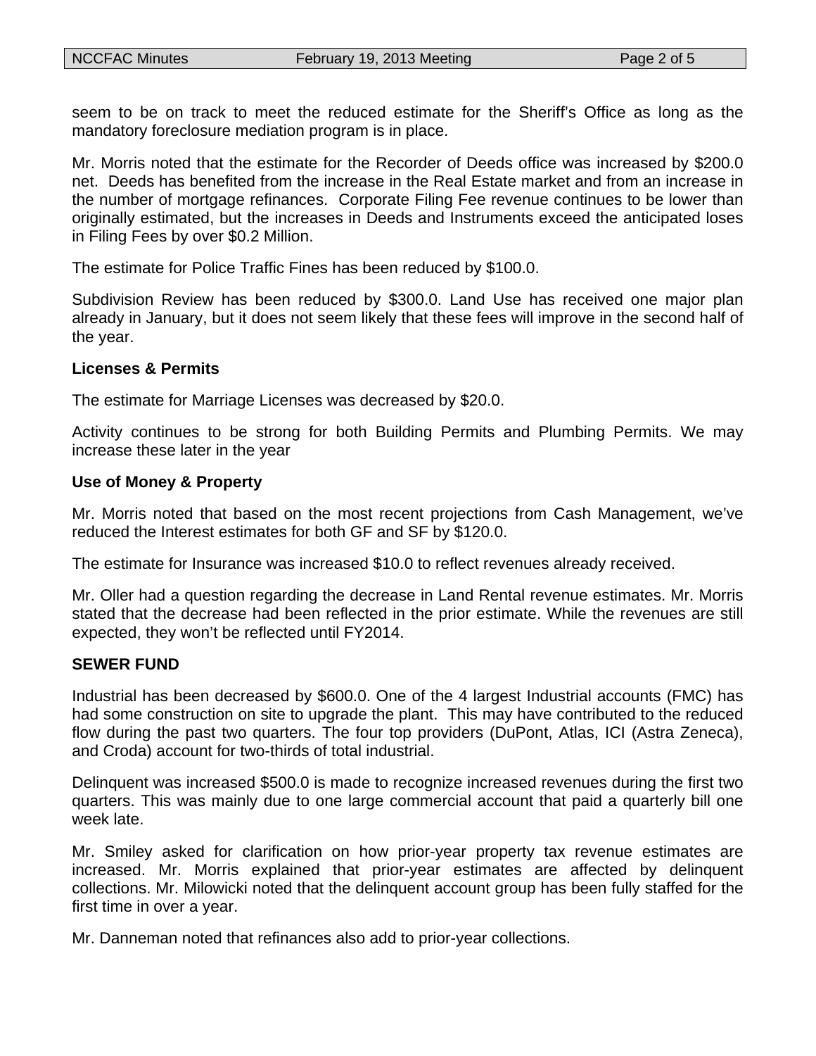seem to be on track to meet the reduced estimate for the Sheriff's Office as long as the mandatory foreclosure mediation program is in place.

Mr. Morris noted that the estimate for the Recorder of Deeds office was increased by $200.0 net. Deeds has benefited from the increase in the Real Estate market and from an increase in the number of mortgage refinances. Corporate Filing Fee revenue continues to be lower than originally estimated, but the increases in Deeds and Instruments exceed the anticipated loses in Filing Fees by over $0.2 Million.

The estimate for Police Traffic Fines has been reduced by $100.0.

Subdivision Review has been reduced by $300.0. Land Use has received one major plan already in January, but it does not seem likely that these fees will improve in the second half of the year.

**Licenses & Permits**

The estimate for Marriage Licenses was decreased by $20.0.

Activity continues to be strong for both Building Permits and Plumbing Permits. We may increase these later in the year

**Use of Money & Property**

Mr. Morris noted that based on the most recent projections from Cash Management, we've reduced the Interest estimates for both GF and SF by $120.0.

The estimate for Insurance was increased $10.0 to reflect revenues already received.

Mr. Oller had a question regarding the decrease in Land Rental revenue estimates. Mr. Morris stated that the decrease had been reflected in the prior estimate. While the revenues are still expected, they won't be reflected until FY2014.

**SEWER FUND**

Industrial has been decreased by $600.0. One of the 4 largest Industrial accounts (FMC) has had some construction on site to upgrade the plant. This may have contributed to the reduced flow during the past two quarters. The four top providers (DuPont, Atlas, ICI (Astra Zeneca), and Croda) account for two-thirds of total industrial.

Delinquent was increased $500.0 is made to recognize increased revenues during the first two quarters. This was mainly due to one large commercial account that paid a quarterly bill one week late.

Mr. Smiley asked for clarification on how prior-year property tax revenue estimates are increased. Mr. Morris explained that prior-year estimates are affected by delinquent collections. Mr. Milowicki noted that the delinquent account group has been fully staffed for the first time in over a year.

Mr. Danneman noted that refinances also add to prior-year collections.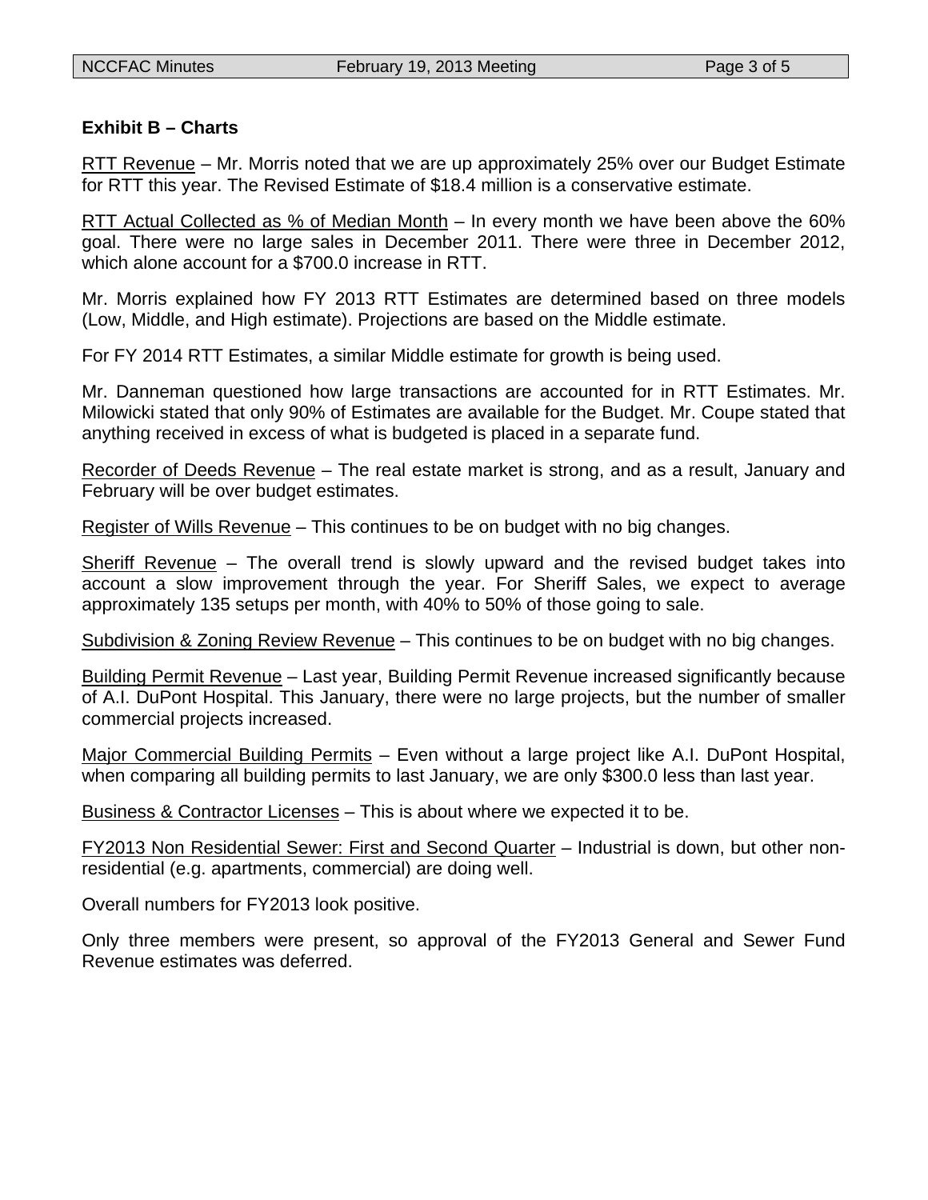**Exhibit B – Charts**

RTT Revenue – Mr. Morris noted that we are up approximately 25% over our Budget Estimate for RTT this year. The Revised Estimate of $18.4 million is a conservative estimate.

RTT Actual Collected as % of Median Month – In every month we have been above the 60% goal. There were no large sales in December 2011. There were three in December 2012, which alone account for a $700.0 increase in RTT.

Mr. Morris explained how FY 2013 RTT Estimates are determined based on three models (Low, Middle, and High estimate). Projections are based on the Middle estimate.

For FY 2014 RTT Estimates, a similar Middle estimate for growth is being used.

Mr. Danneman questioned how large transactions are accounted for in RTT Estimates. Mr. Milowicki stated that only 90% of Estimates are available for the Budget. Mr. Coupe stated that anything received in excess of what is budgeted is placed in a separate fund.

Recorder of Deeds Revenue – The real estate market is strong, and as a result, January and February will be over budget estimates.

Register of Wills Revenue – This continues to be on budget with no big changes.

Sheriff Revenue – The overall trend is slowly upward and the revised budget takes into account a slow improvement through the year. For Sheriff Sales, we expect to average approximately 135 setups per month, with 40% to 50% of those going to sale.

Subdivision & Zoning Review Revenue – This continues to be on budget with no big changes.

Building Permit Revenue – Last year, Building Permit Revenue increased significantly because of A.I. DuPont Hospital. This January, there were no large projects, but the number of smaller commercial projects increased.

Major Commercial Building Permits – Even without a large project like A.I. DuPont Hospital, when comparing all building permits to last January, we are only $300.0 less than last year.

Business & Contractor Licenses – This is about where we expected it to be.

FY2013 Non Residential Sewer: First and Second Quarter – Industrial is down, but other non-residential (e.g. apartments, commercial) are doing well.

Overall numbers for FY2013 look positive.

Only three members were present, so approval of the FY2013 General and Sewer Fund Revenue estimates was deferred.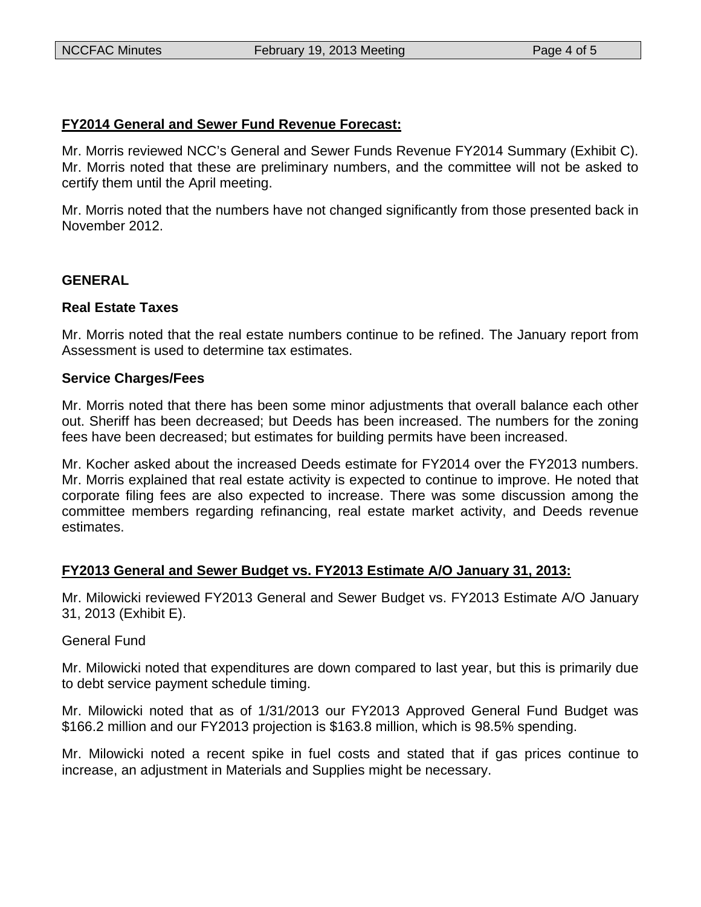**FY2014 General and Sewer Fund Revenue Forecast:**

Mr. Morris reviewed NCC's General and Sewer Funds Revenue FY2014 Summary (Exhibit C). Mr. Morris noted that these are preliminary numbers, and the committee will not be asked to certify them until the April meeting.

Mr. Morris noted that the numbers have not changed significantly from those presented back in November 2012.

**GENERAL**

**Real Estate Taxes**

Mr. Morris noted that the real estate numbers continue to be refined. The January report from Assessment is used to determine tax estimates.

**Service Charges/Fees**

Mr. Morris noted that there has been some minor adjustments that overall balance each other out. Sheriff has been decreased; but Deeds has been increased. The numbers for the zoning fees have been decreased; but estimates for building permits have been increased.

Mr. Kocher asked about the increased Deeds estimate for FY2014 over the FY2013 numbers. Mr. Morris explained that real estate activity is expected to continue to improve. He noted that corporate filing fees are also expected to increase. There was some discussion among the committee members regarding refinancing, real estate market activity, and Deeds revenue estimates.

**FY2013 General and Sewer Budget vs. FY2013 Estimate A/O January 31, 2013:**

Mr. Milowicki reviewed FY2013 General and Sewer Budget vs. FY2013 Estimate A/O January 31, 2013 (Exhibit E).

General Fund

Mr. Milowicki noted that expenditures are down compared to last year, but this is primarily due to debt service payment schedule timing.

Mr. Milowicki noted that as of 1/31/2013 our FY2013 Approved General Fund Budget was $166.2 million and our FY2013 projection is $163.8 million, which is 98.5% spending.

Mr. Milowicki noted a recent spike in fuel costs and stated that if gas prices continue to increase, an adjustment in Materials and Supplies might be necessary.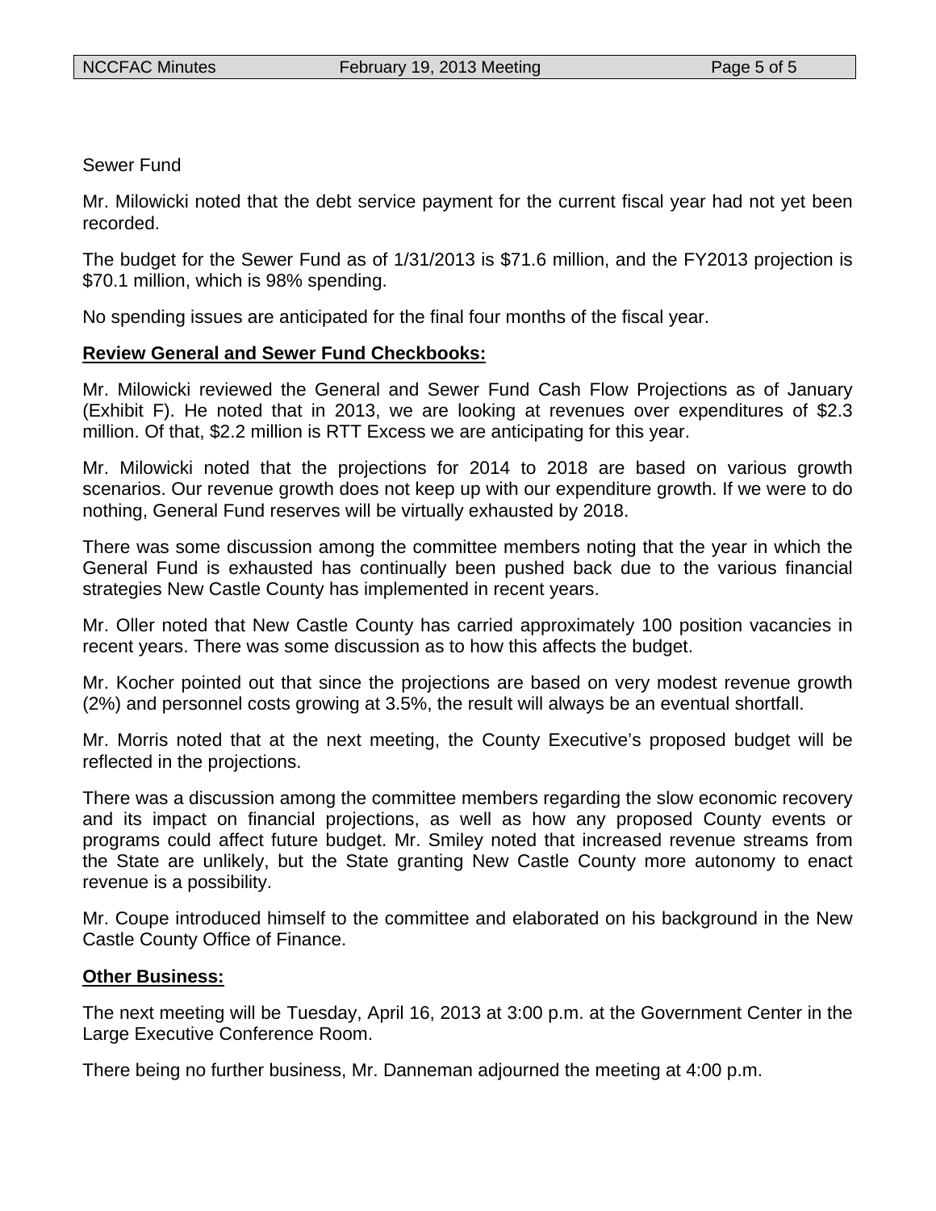Sewer Fund

Mr. Milowicki noted that the debt service payment for the current fiscal year had not yet been recorded.

The budget for the Sewer Fund as of 1/31/2013 is $71.6 million, and the FY2013 projection is $70.1 million, which is 98% spending.

No spending issues are anticipated for the final four months of the fiscal year.

**Review General and Sewer Fund Checkbooks:**

Mr. Milowicki reviewed the General and Sewer Fund Cash Flow Projections as of January (Exhibit F). He noted that in 2013, we are looking at revenues over expenditures of $2.3 million. Of that, $2.2 million is RTT Excess we are anticipating for this year.

Mr. Milowicki noted that the projections for 2014 to 2018 are based on various growth scenarios. Our revenue growth does not keep up with our expenditure growth. If we were to do nothing, General Fund reserves will be virtually exhausted by 2018.

There was some discussion among the committee members noting that the year in which the General Fund is exhausted has continually been pushed back due to the various financial strategies New Castle County has implemented in recent years.

Mr. Oller noted that New Castle County has carried approximately 100 position vacancies in recent years. There was some discussion as to how this affects the budget.

Mr. Kocher pointed out that since the projections are based on very modest revenue growth (2%) and personnel costs growing at 3.5%, the result will always be an eventual shortfall.

Mr. Morris noted that at the next meeting, the County Executive's proposed budget will be reflected in the projections.

There was a discussion among the committee members regarding the slow economic recovery and its impact on financial projections, as well as how any proposed County events or programs could affect future budget. Mr. Smiley noted that increased revenue streams from the State are unlikely, but the State granting New Castle County more autonomy to enact revenue is a possibility.

Mr. Coupe introduced himself to the committee and elaborated on his background in the New Castle County Office of Finance.

**Other Business:**

The next meeting will be Tuesday, April 16, 2013 at 3:00 p.m. at the Government Center in the Large Executive Conference Room.

There being no further business, Mr. Danneman adjourned the meeting at 4:00 p.m.